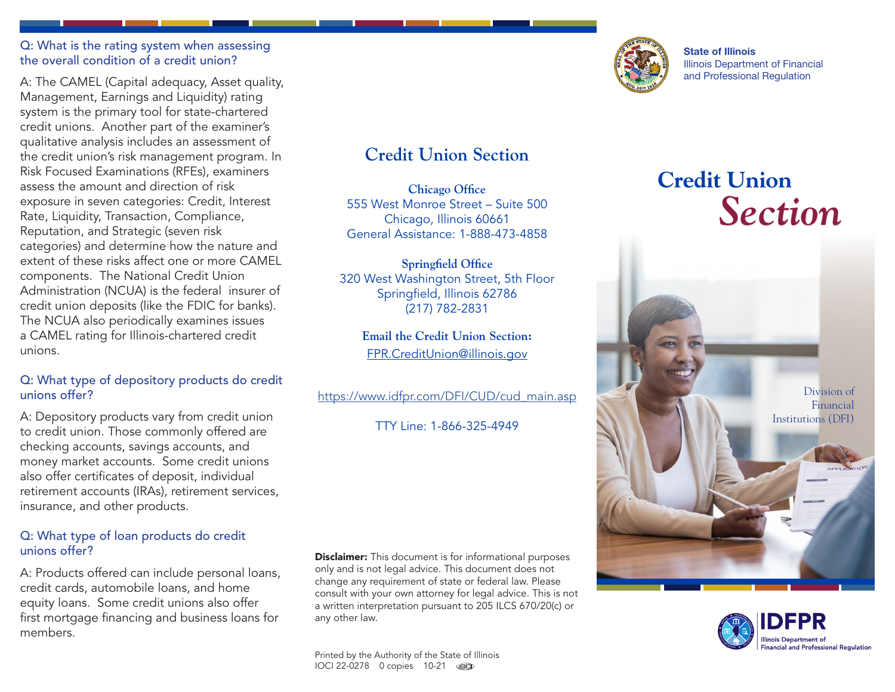Q: What is the rating system when assessing the overall condition of a credit union?

A: The CAMEL (Capital adequacy, Asset quality, Management, Earnings and Liquidity) rating system is the primary tool for state-chartered credit unions. Another part of the examiner's qualitative analysis includes an assessment of the credit union's risk management program. In Risk Focused Examinations (RFEs), examiners assess the amount and direction of risk exposure in seven categories: Credit, Interest Rate, Liquidity, Transaction, Compliance, Reputation, and Strategic (seven risk categories) and determine how the nature and extent of these risks affect one or more CAMEL components. The National Credit Union Administration (NCUA) is the federal insurer of credit union deposits (like the FDIC for banks). The NCUA also periodically examines issues a CAMEL rating for Illinois-chartered credit unions.

Q: What type of depository products do credit unions offer?

A: Depository products vary from credit union to credit union. Those commonly offered are checking accounts, savings accounts, and money market accounts. Some credit unions also offer certificates of deposit, individual retirement accounts (IRAs), retirement services, insurance, and other products.

Q: What type of loan products do credit unions offer?

A: Products offered can include personal loans, credit cards, automobile loans, and home equity loans. Some credit unions also offer first mortgage financing and business loans for members.

## Credit Union Section

**Chicago Office**
555 West Monroe Street – Suite 500
Chicago, Illinois 60661
General Assistance: 1-888-473-4858

**Springfield Office**
320 West Washington Street, 5th Floor
Springfield, Illinois 62786
(217) 782-2831

**Email the Credit Union Section:**
FPR.CreditUnion@illinois.gov

https://www.idfpr.com/DFI/CUD/cud_main.asp

TTY Line: 1-866-325-4949

**Disclaimer:** This document is for informational purposes only and is not legal advice. This document does not change any requirement of state or federal law. Please consult with your own attorney for legal advice. This is not a written interpretation pursuant to 205 ILCS 670/20(c) or any other law.

Printed by the Authority of the State of Illinois
IOCI 22-0278 0 copies 10-21

**State of Illinois**
Illinois Department of Financial and Professional Regulation

# Credit Union *Section*

Division of Financial Institutions (DFI)

IDFPR
Illinois Department of Financial and Professional Regulation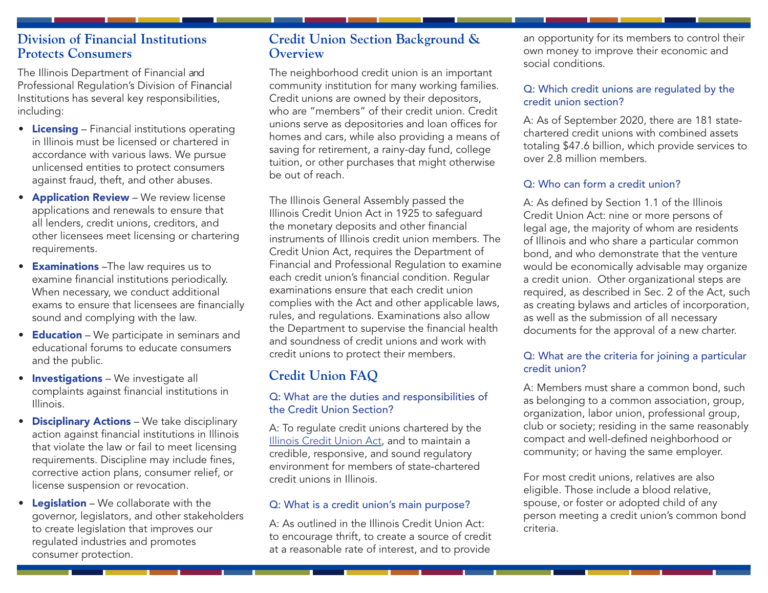## Division of Financial Institutions Protects Consumers

The Illinois Department of Financial and Professional Regulation's Division of Financial Institutions has several key responsibilities, including:

- **Licensing** – Financial institutions operating in Illinois must be licensed or chartered in accordance with various laws. We pursue unlicensed entities to protect consumers against fraud, theft, and other abuses.
- **Application Review** – We review license applications and renewals to ensure that all lenders, credit unions, creditors, and other licensees meet licensing or chartering requirements.
- **Examinations** –The law requires us to examine financial institutions periodically. When necessary, we conduct additional exams to ensure that licensees are financially sound and complying with the law.
- **Education** – We participate in seminars and educational forums to educate consumers and the public.
- **Investigations** – We investigate all complaints against financial institutions in Illinois.
- **Disciplinary Actions** – We take disciplinary action against financial institutions in Illinois that violate the law or fail to meet licensing requirements. Discipline may include fines, corrective action plans, consumer relief, or license suspension or revocation.
- **Legislation** – We collaborate with the governor, legislators, and other stakeholders to create legislation that improves our regulated industries and promotes consumer protection.

## Credit Union Section Background & Overview

The neighborhood credit union is an important community institution for many working families. Credit unions are owned by their depositors, who are "members" of their credit union. Credit unions serve as depositories and loan offices for homes and cars, while also providing a means of saving for retirement, a rainy-day fund, college tuition, or other purchases that might otherwise be out of reach.

The Illinois General Assembly passed the Illinois Credit Union Act in 1925 to safeguard the monetary deposits and other financial instruments of Illinois credit union members. The Credit Union Act, requires the Department of Financial and Professional Regulation to examine each credit union's financial condition. Regular examinations ensure that each credit union complies with the Act and other applicable laws, rules, and regulations. Examinations also allow the Department to supervise the financial health and soundness of credit unions and work with credit unions to protect their members.

## Credit Union FAQ

Q: What are the duties and responsibilities of the Credit Union Section?

A: To regulate credit unions chartered by the Illinois Credit Union Act, and to maintain a credible, responsive, and sound regulatory environment for members of state-chartered credit unions in Illinois.

Q: What is a credit union's main purpose?

A: As outlined in the Illinois Credit Union Act: to encourage thrift, to create a source of credit at a reasonable rate of interest, and to provide an opportunity for its members to control their own money to improve their economic and social conditions.

Q: Which credit unions are regulated by the credit union section?

A: As of September 2020, there are 181 state-chartered credit unions with combined assets totaling $47.6 billion, which provide services to over 2.8 million members.

Q: Who can form a credit union?

A: As defined by Section 1.1 of the Illinois Credit Union Act: nine or more persons of legal age, the majority of whom are residents of Illinois and who share a particular common bond, and who demonstrate that the venture would be economically advisable may organize a credit union. Other organizational steps are required, as described in Sec. 2 of the Act, such as creating bylaws and articles of incorporation, as well as the submission of all necessary documents for the approval of a new charter.

Q: What are the criteria for joining a particular credit union?

A: Members must share a common bond, such as belonging to a common association, group, organization, labor union, professional group, club or society; residing in the same reasonably compact and well-defined neighborhood or community; or having the same employer.

For most credit unions, relatives are also eligible. Those include a blood relative, spouse, or foster or adopted child of any person meeting a credit union's common bond criteria.